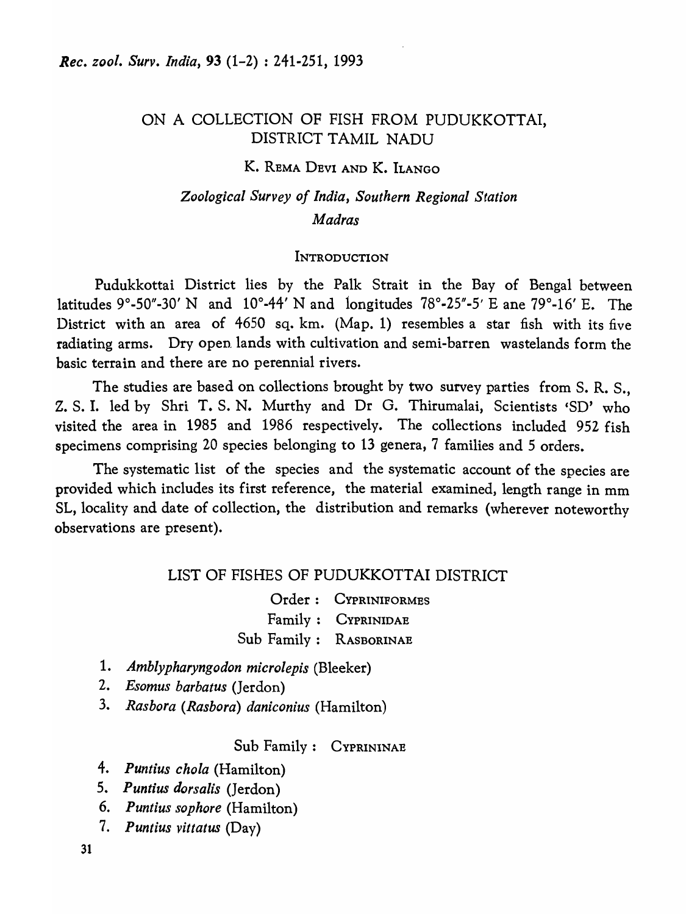# ON A COLLECTION OF FISH FROM PUDUKKOTTAI, DISTRICT TAMIL NADU

K. REMA DEVI AND K. ILANGO

*Zoological Survey of India, Southern Regional Station*
*Madras*

## INTRODUCTION

Pudukkottai District lies by the Palk Strait in the Bay of Bengal between latitudes 9°-50"-30' N and 10°-44' N and longitudes 78°-25"-5' E ane 79°-16' E. The District with an area of 4650 sq. km. (Map. 1) resembles a star fish with its five radiating arms. Dry open lands with cultivation and semi-barren wastelands form the basic terrain and there are no perennial rivers.

The studies are based on collections brought by two survey parties from S. R. S., Z. S. I. led by Shri T. S. N. Murthy and Dr G. Thirumalai, Scientists 'SD' who visited the area in 1985 and 1986 respectively. The collections included 952 fish specimens comprising 20 species belonging to 13 genera, 7 families and 5 orders.

The systematic list of the species and the systematic account of the species are provided which includes its first reference, the material examined, length range in mm SL, locality and date of collection, the distribution and remarks (wherever noteworthy observations are present).

## LIST OF FISHES OF PUDUKKOTTAI DISTRICT

Order : CYPRINIFORMES
Family : CYPRINIDAE
Sub Family : RASBORINAE

1. *Amblypharyngodon microlepis* (Bleeker)
2. *Esomus barbatus* (Jerdon)
3. *Rasbora (Rasbora) daniconius* (Hamilton)

Sub Family : CYPRININAE

4. *Puntius chola* (Hamilton)
5. *Puntius dorsalis* (Jerdon)
6. *Puntius sophore* (Hamilton)
7. *Puntius vittatus* (Day)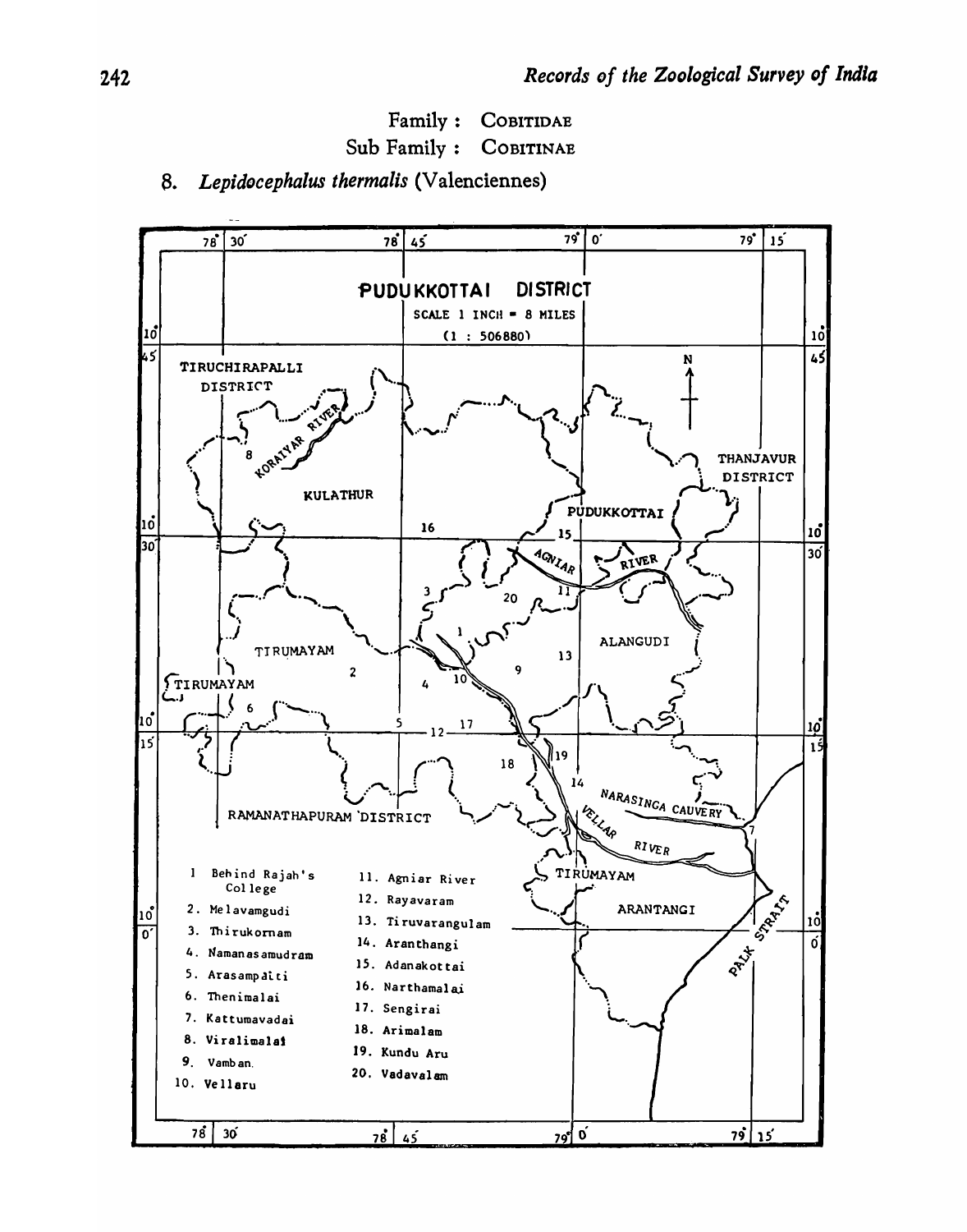Family : COBITIDAE

Sub Family : COBITINAE

8. *Lepidocephalus thermalis* (Valenciennes)

PUDUKKOTTAI DISTRICT

SCALE 1 INCH = 8 MILES

(1 : 506880)

1. Behind Rajah's College
2. Melavamgudi
3. Thirukornam
4. Namanasamudram
5. Arasampatti
6. Thenimalai
7. Kattumavadai
8. Viralimalai
9. Vamban.
10. Vellaru
11. Agniar River
12. Rayavaram
13. Tiruvarangulam
14. Aranthangi
15. Adanakottai
16. Narthamalai
17. Sengirai
18. Arimalam
19. Kundu Aru
20. Vadavalam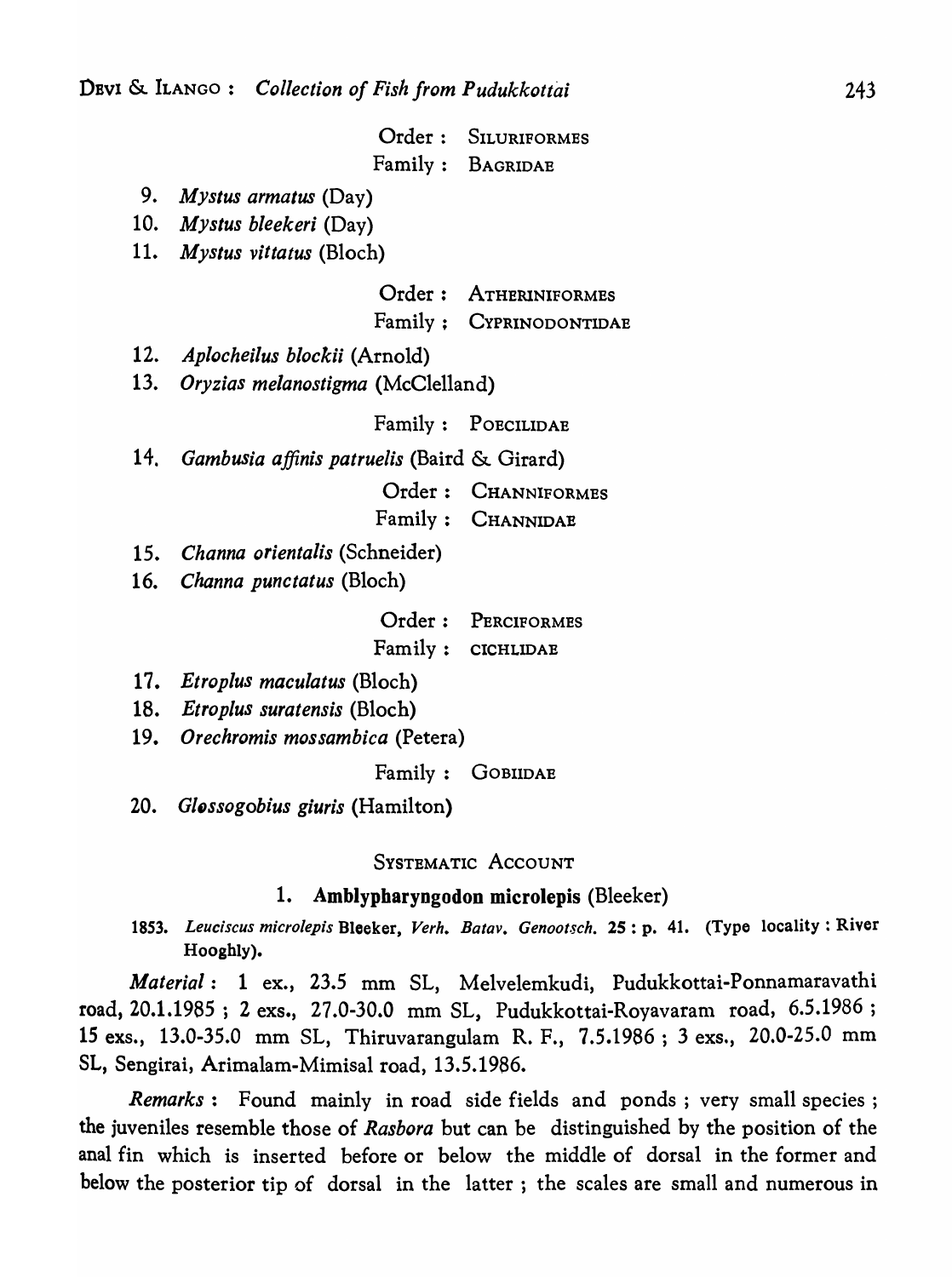Order : SILURIFORMES

Family : BAGRIDAE

9. *Mystus armatus* (Day)
10. *Mystus bleekeri* (Day)
11. *Mystus vittatus* (Bloch)

Order : ATHERINIFORMES

Family : CYPRINODONTIDAE

12. *Aplocheilus blockii* (Arnold)
13. *Oryzias melanostigma* (McClelland)

Family : POECILIDAE

14. *Gambusia affinis patruelis* (Baird & Girard)

Order : CHANNIFORMES

Family : CHANNIDAE

15. *Channa orientalis* (Schneider)
16. *Channa punctatus* (Bloch)

Order : PERCIFORMES

Family : CICHLIDAE

17. *Etroplus maculatus* (Bloch)
18. *Etroplus suratensis* (Bloch)
19. *Orechromis mossambica* (Petera)

Family : GOBIIDAE

20. *Glossogobius giuris* (Hamilton)

## SYSTEMATIC ACCOUNT

### 1. Amblypharyngodon microlepis (Bleeker)

1853. *Leuciscus microlepis* Bleeker, *Verh. Batav. Genootsch.* **25** : p. 41. (Type locality : River Hooghly).

*Material* : 1 ex., 23.5 mm SL, Melvelemkudi, Pudukkottai-Ponnamaravathi road, 20.1.1985 ; 2 exs., 27.0-30.0 mm SL, Pudukkottai-Royavaram road, 6.5.1986 ; 15 exs., 13.0-35.0 mm SL, Thiruvarangulam R. F., 7.5.1986 ; 3 exs., 20.0-25.0 mm SL, Sengirai, Arimalam-Mimisal road, 13.5.1986.

*Remarks* : Found mainly in road side fields and ponds ; very small species ; the juveniles resemble those of *Rasbora* but can be distinguished by the position of the anal fin which is inserted before or below the middle of dorsal in the former and below the posterior tip of dorsal in the latter ; the scales are small and numerous in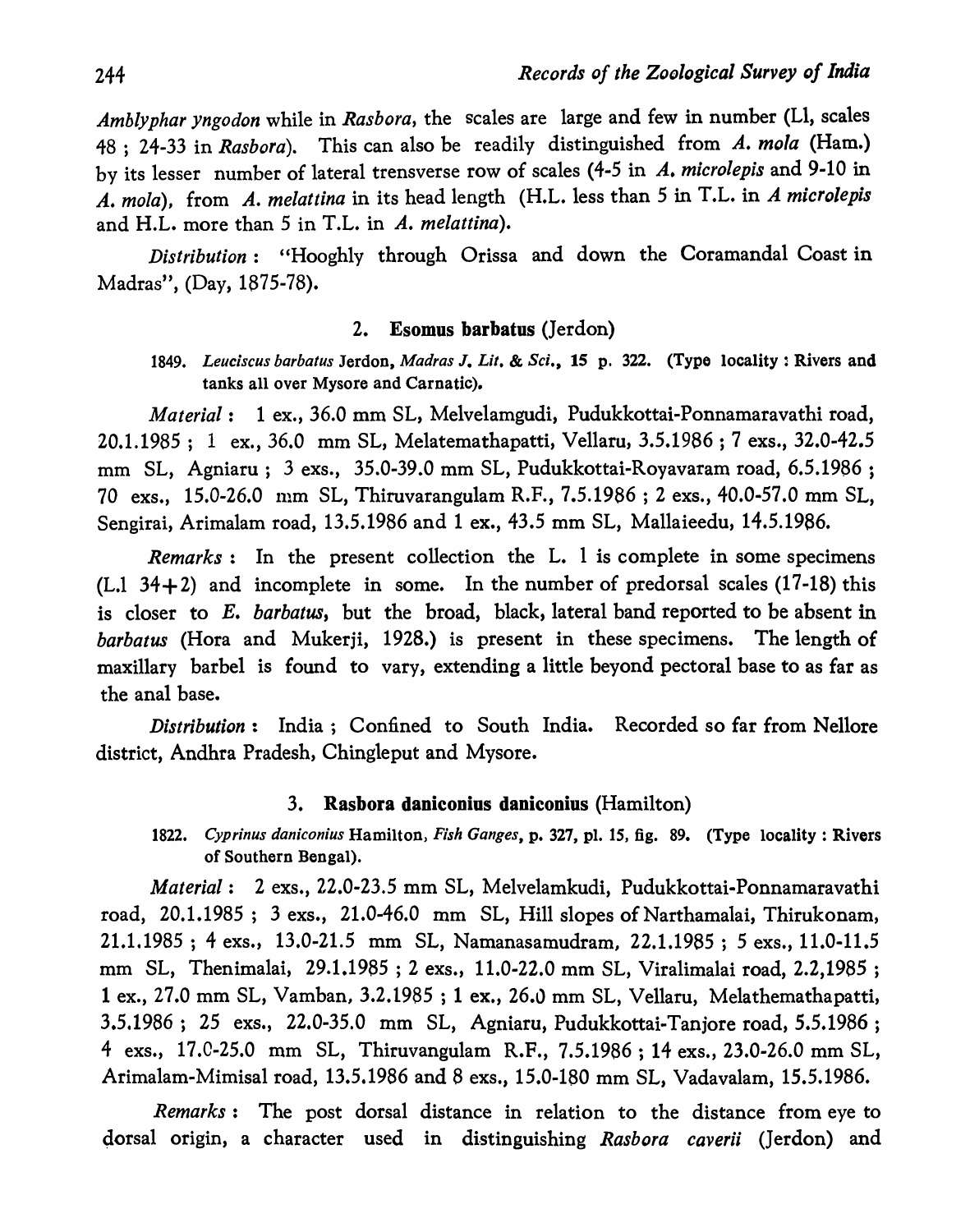*Amblyphar yngodon* while in *Rasbora*, the scales are large and few in number (Ll, scales 48 ; 24-33 in *Rasbora*). This can also be readily distinguished from *A. mola* (Ham.) by its lesser number of lateral trensverse row of scales (4-5 in *A. microlepis* and 9-10 in *A. mola*), from *A. melattina* in its head length (H.L. less than 5 in T.L. in *A microlepis* and H.L. more than 5 in T.L. in *A. melattina*).

*Distribution* : "Hooghly through Orissa and down the Coramandal Coast in Madras", (Day, 1875-78).

### 2. Esomus barbatus (Jerdon)

1849. *Leuciscus barbatus* Jerdon, *Madras J. Lit. & Sci.*, **15** p. 322. (Type locality : Rivers and tanks all over Mysore and Carnatic).

*Material* : 1 ex., 36.0 mm SL, Melvelamgudi, Pudukkottai-Ponnamaravathi road, 20.1.1985 ; 1 ex., 36.0 mm SL, Melatemathapatti, Vellaru, 3.5.1986 ; 7 exs., 32.0-42.5 mm SL, Agniaru ; 3 exs., 35.0-39.0 mm SL, Pudukkottai-Royavaram road, 6.5.1986 ; 70 exs., 15.0-26.0 mm SL, Thiruvarangulam R.F., 7.5.1986 ; 2 exs., 40.0-57.0 mm SL, Sengirai, Arimalam road, 13.5.1986 and 1 ex., 43.5 mm SL, Mallaieedu, 14.5.1986.

*Remarks* : In the present collection the L. l is complete in some specimens (L.l 34+2) and incomplete in some. In the number of predorsal scales (17-18) this is closer to *E. barbatus*, but the broad, black, lateral band reported to be absent in *barbatus* (Hora and Mukerji, 1928.) is present in these specimens. The length of maxillary barbel is found to vary, extending a little beyond pectoral base to as far as the anal base.

*Distribution* : India ; Confined to South India. Recorded so far from Nellore district, Andhra Pradesh, Chingleput and Mysore.

### 3. Rasbora daniconius daniconius (Hamilton)

1822. *Cyprinus daniconius* Hamilton, *Fish Ganges*, p. 327, pl. 15, fig. 89. (Type locality : Rivers of Southern Bengal).

*Material* : 2 exs., 22.0-23.5 mm SL, Melvelamkudi, Pudukkottai-Ponnamaravathi road, 20.1.1985 ; 3 exs., 21.0-46.0 mm SL, Hill slopes of Narthamalai, Thirukonam, 21.1.1985 ; 4 exs., 13.0-21.5 mm SL, Namanasamudram, 22.1.1985 ; 5 exs., 11.0-11.5 mm SL, Thenimalai, 29.1.1985 ; 2 exs., 11.0-22.0 mm SL, Viralimalai road, 2.2,1985 ; 1 ex., 27.0 mm SL, Vamban, 3.2.1985 ; 1 ex., 26.0 mm SL, Vellaru, Melathemathapatti, 3.5.1986 ; 25 exs., 22.0-35.0 mm SL, Agniaru, Pudukkottai-Tanjore road, 5.5.1986 ; 4 exs., 17.0-25.0 mm SL, Thiruvangulam R.F., 7.5.1986 ; 14 exs., 23.0-26.0 mm SL, Arimalam-Mimisal road, 13.5.1986 and 8 exs., 15.0-180 mm SL, Vadavalam, 15.5.1986.

*Remarks* : The post dorsal distance in relation to the distance from eye to dorsal origin, a character used in distinguishing *Rasbora caverii* (Jerdon) and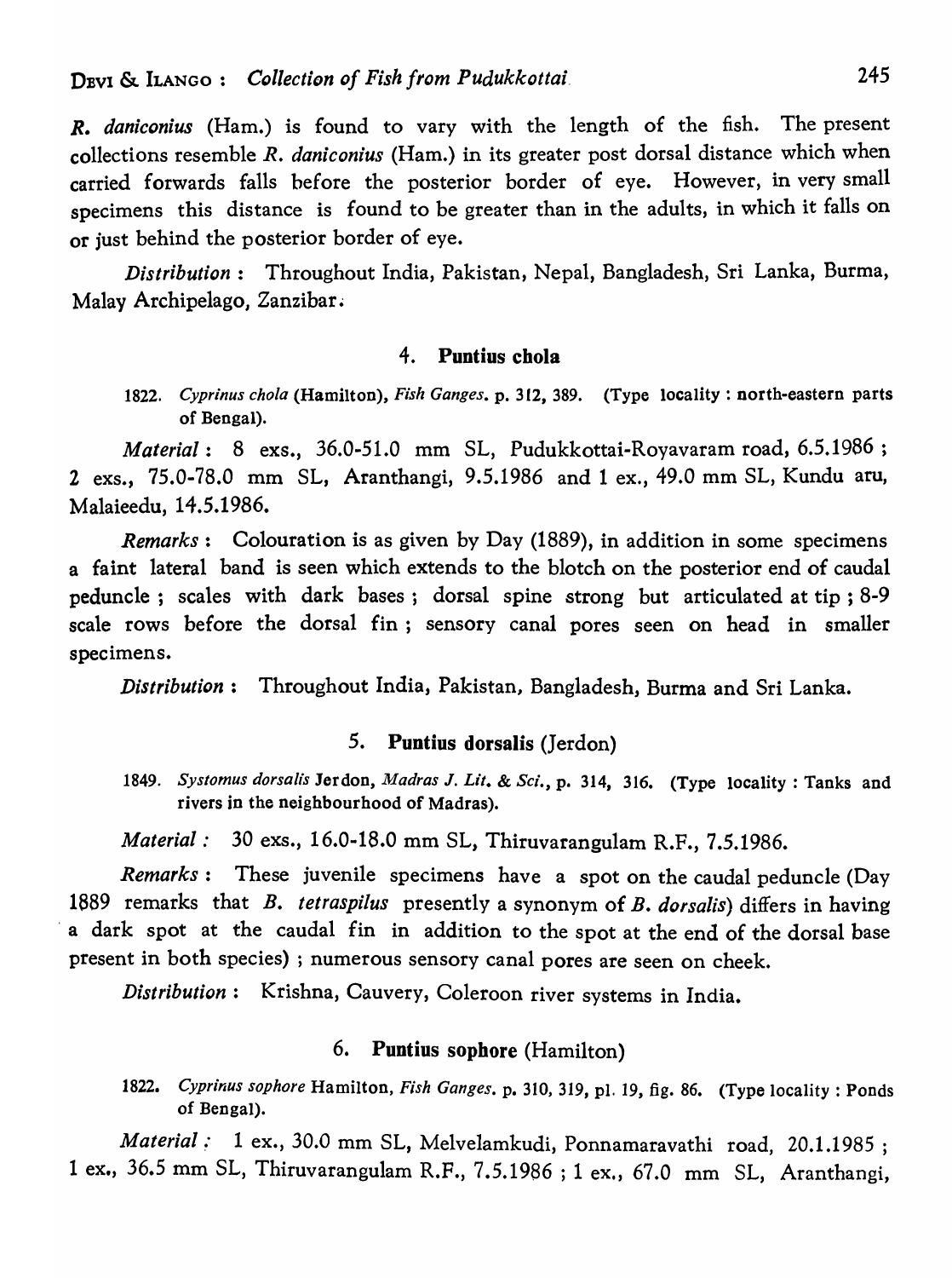*R. daniconius* (Ham.) is found to vary with the length of the fish. The present collections resemble *R. daniconius* (Ham.) in its greater post dorsal distance which when carried forwards falls before the posterior border of eye. However, in very small specimens this distance is found to be greater than in the adults, in which it falls on or just behind the posterior border of eye.

*Distribution* : Throughout India, Pakistan, Nepal, Bangladesh, Sri Lanka, Burma, Malay Archipelago, Zanzibar.

### 4. **Puntius chola**

1822. *Cyprinus chola* (Hamilton), *Fish Ganges*. p. 312, 389. (Type locality : north-eastern parts of Bengal).

*Material* : 8 exs., 36.0-51.0 mm SL, Pudukkottai-Royavaram road, 6.5.1986 ; 2 exs., 75.0-78.0 mm SL, Aranthangi, 9.5.1986 and 1 ex., 49.0 mm SL, Kundu aru, Malaieedu, 14.5.1986.

*Remarks* : Colouration is as given by Day (1889), in addition in some specimens a faint lateral band is seen which extends to the blotch on the posterior end of caudal peduncle ; scales with dark bases ; dorsal spine strong but articulated at tip ; 8-9 scale rows before the dorsal fin ; sensory canal pores seen on head in smaller specimens.

*Distribution* : Throughout India, Pakistan, Bangladesh, Burma and Sri Lanka.

### 5. **Puntius dorsalis** (Jerdon)

1849. *Systomus dorsalis* Jerdon, *Madras J. Lit. & Sci.*, p. 314, 316. (Type locality : Tanks and rivers in the neighbourhood of Madras).

*Material* : 30 exs., 16.0-18.0 mm SL, Thiruvarangulam R.F., 7.5.1986.

*Remarks* : These juvenile specimens have a spot on the caudal peduncle (Day 1889 remarks that *B. tetraspilus* presently a synonym of *B. dorsalis*) differs in having a dark spot at the caudal fin in addition to the spot at the end of the dorsal base present in both species) ; numerous sensory canal pores are seen on cheek.

*Distribution* : Krishna, Cauvery, Coleroon river systems in India.

### 6. **Puntius sophore** (Hamilton)

1822. *Cyprinus sophore* Hamilton, *Fish Ganges*. p. 310, 319, pl. 19, fig. 86. (Type locality : Ponds of Bengal).

*Material* : 1 ex., 30.0 mm SL, Melvelamkudi, Ponnamaravathi road, 20.1.1985 ; 1 ex., 36.5 mm SL, Thiruvarangulam R.F., 7.5.1986 ; 1 ex., 67.0 mm SL, Aranthangi,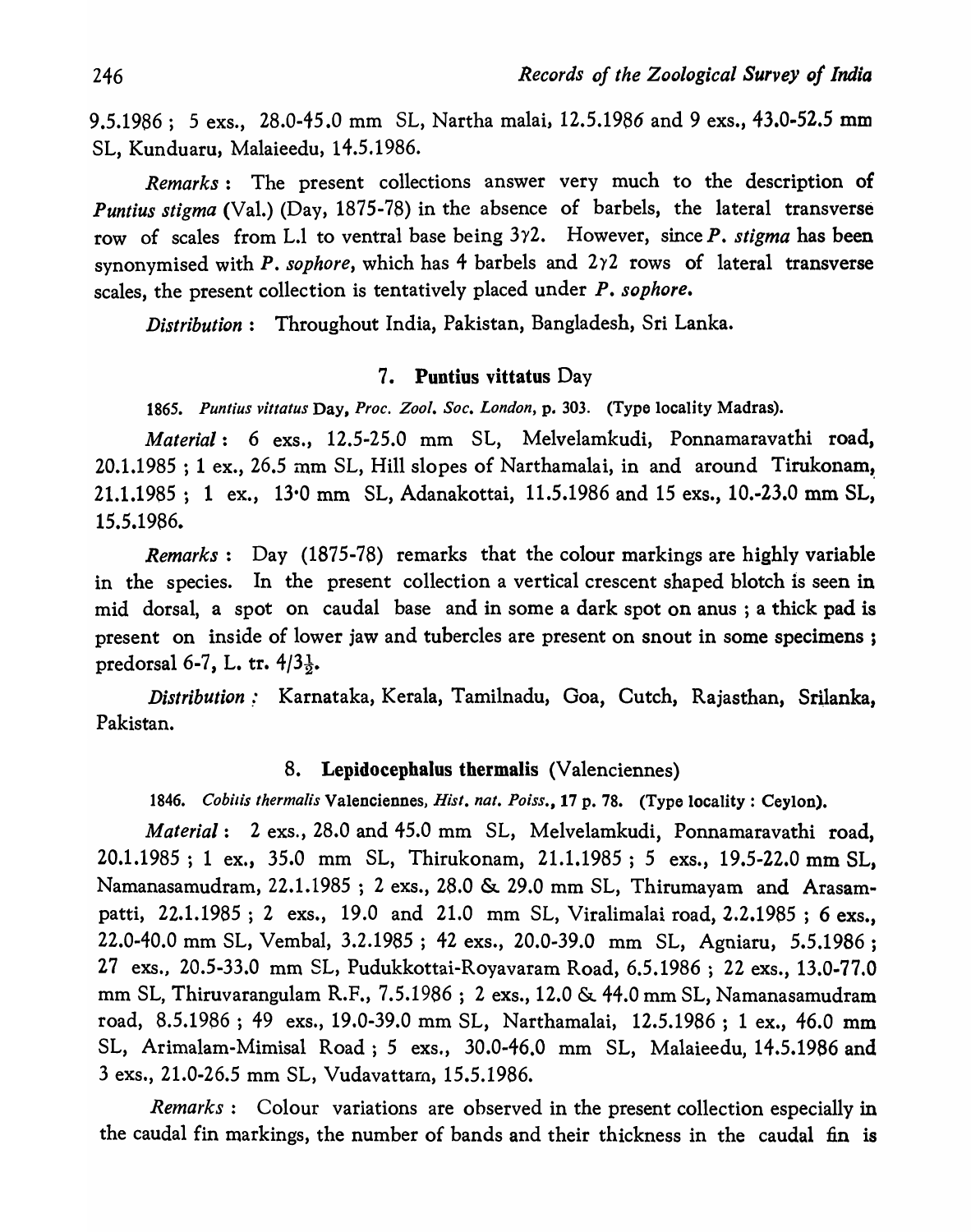9.5.1986 ; 5 exs., 28.0-45.0 mm SL, Nartha malai, 12.5.1986 and 9 exs., 43.0-52.5 mm SL, Kunduaru, Malaieedu, 14.5.1986.

*Remarks* : The present collections answer very much to the description of *Puntius stigma* (Val.) (Day, 1875-78) in the absence of barbels, the lateral transverse row of scales from L.l to ventral base being 3γ2. However, since *P. stigma* has been synonymised with *P. sophore*, which has 4 barbels and 2γ2 rows of lateral transverse scales, the present collection is tentatively placed under *P. sophore*.

*Distribution* : Throughout India, Pakistan, Bangladesh, Sri Lanka.

### 7. Puntius vittatus Day

1865. *Puntius vittatus* Day, *Proc. Zool. Soc. London*, p. 303. (Type locality Madras).

*Material* : 6 exs., 12.5-25.0 mm SL, Melvelamkudi, Ponnamaravathi road, 20.1.1985 ; 1 ex., 26.5 mm SL, Hill slopes of Narthamalai, in and around Tirukonam, 21.1.1985 ; 1 ex., 13·0 mm SL, Adanakottai, 11.5.1986 and 15 exs., 10.-23.0 mm SL, 15.5.1986.

*Remarks* : Day (1875-78) remarks that the colour markings are highly variable in the species. In the present collection a vertical crescent shaped blotch is seen in mid dorsal, a spot on caudal base and in some a dark spot on anus ; a thick pad is present on inside of lower jaw and tubercles are present on snout in some specimens ; predorsal 6-7, L. tr. $4/3\frac{1}{2}$.

*Distribution* : Karnataka, Kerala, Tamilnadu, Goa, Cutch, Rajasthan, Srilanka, Pakistan.

### 8. Lepidocephalus thermalis (Valenciennes)

1846. *Cobitis thermalis* Valenciennes, *Hist. nat. Poiss.*, 17 p. 78. (Type locality : Ceylon).

*Material* : 2 exs., 28.0 and 45.0 mm SL, Melvelamkudi, Ponnamaravathi road, 20.1.1985 ; 1 ex., 35.0 mm SL, Thirukonam, 21.1.1985 ; 5 exs., 19.5-22.0 mm SL, Namanasamudram, 22.1.1985 ; 2 exs., 28.0 & 29.0 mm SL, Thirumayam and Arasampatti, 22.1.1985 ; 2 exs., 19.0 and 21.0 mm SL, Viralimalai road, 2.2.1985 ; 6 exs., 22.0-40.0 mm SL, Vembal, 3.2.1985 ; 42 exs., 20.0-39.0 mm SL, Agniaru, 5.5.1986 ; 27 exs., 20.5-33.0 mm SL, Pudukkottai-Royavaram Road, 6.5.1986 ; 22 exs., 13.0-77.0 mm SL, Thiruvarangulam R.F., 7.5.1986 ; 2 exs., 12.0 & 44.0 mm SL, Namanasamudram road, 8.5.1986 ; 49 exs., 19.0-39.0 mm SL, Narthamalai, 12.5.1986 ; 1 ex., 46.0 mm SL, Arimalam-Mimisal Road ; 5 exs., 30.0-46.0 mm SL, Malaieedu, 14.5.1986 and 3 exs., 21.0-26.5 mm SL, Vudavattam, 15.5.1986.

*Remarks* : Colour variations are observed in the present collection especially in the caudal fin markings, the number of bands and their thickness in the caudal fin is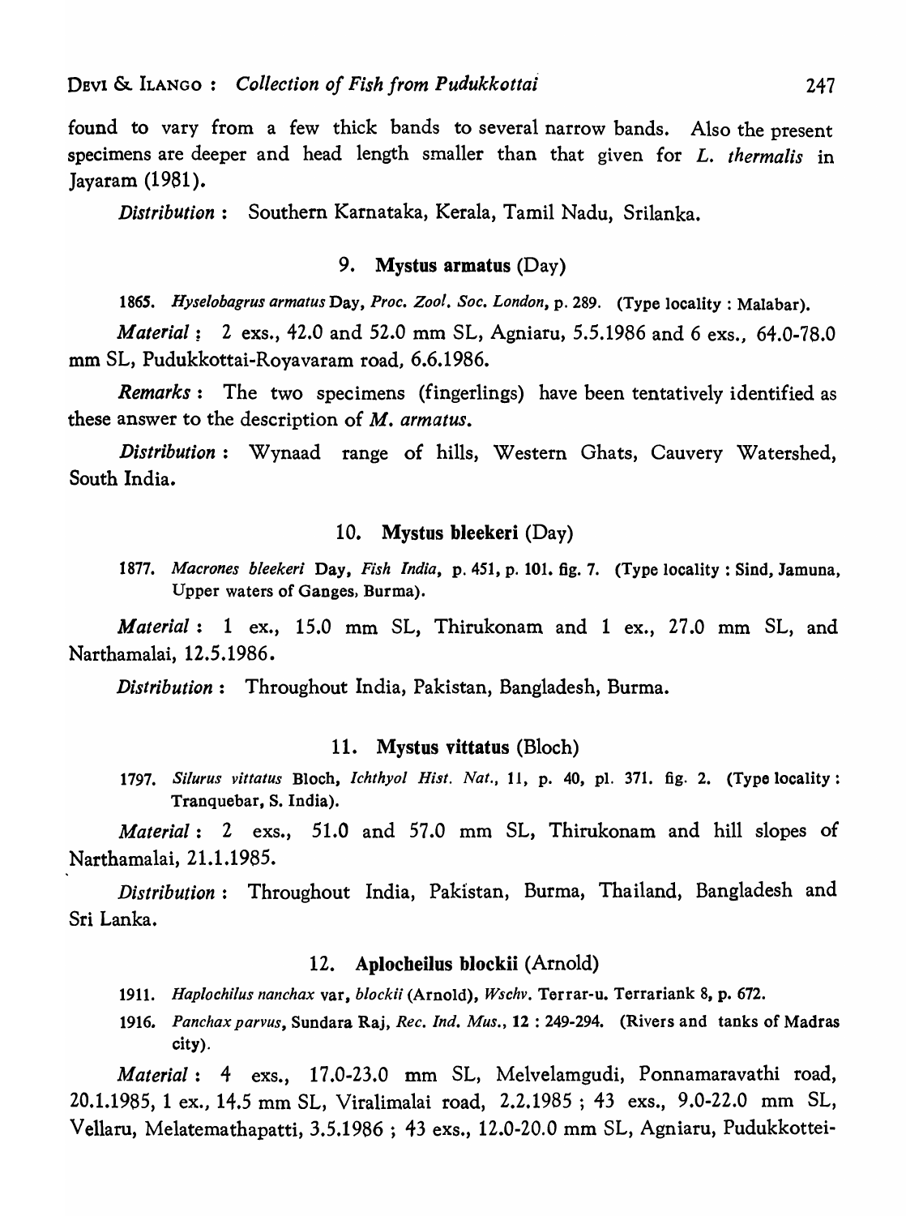found to vary from a few thick bands to several narrow bands. Also the present specimens are deeper and head length smaller than that given for *L. thermalis* in Jayaram (1981).

*Distribution* : Southern Karnataka, Kerala, Tamil Nadu, Srilanka.

### 9. Mystus armatus (Day)

1865. *Hyselobagrus armatus* Day, *Proc. Zool. Soc. London*, p. 289. (Type locality : Malabar).

*Material* : 2 exs., 42.0 and 52.0 mm SL, Agniaru, 5.5.1986 and 6 exs., 64.0-78.0 mm SL, Pudukkottai-Royavaram road, 6.6.1986.

*Remarks* : The two specimens (fingerlings) have been tentatively identified as these answer to the description of *M. armatus*.

*Distribution* : Wynaad range of hills, Western Ghats, Cauvery Watershed, South India.

### 10. Mystus bleekeri (Day)

1877. *Macrones bleekeri* Day, *Fish India*, p. 451, p. 101. fig. 7. (Type locality : Sind, Jamuna, Upper waters of Ganges, Burma).

*Material* : 1 ex., 15.0 mm SL, Thirukonam and 1 ex., 27.0 mm SL, and Narthamalai, 12.5.1986.

*Distribution* : Throughout India, Pakistan, Bangladesh, Burma.

### 11. Mystus vittatus (Bloch)

1797. *Silurus vittatus* Bloch, *Ichthyol Hist. Nat.*, 11, p. 40, pl. 371. fig. 2. (Type locality : Tranquebar, S. India).

*Material* : 2 exs., 51.0 and 57.0 mm SL, Thirukonam and hill slopes of Narthamalai, 21.1.1985.

*Distribution* : Throughout India, Pakistan, Burma, Thailand, Bangladesh and Sri Lanka.

### 12. Aplocheilus blockii (Arnold)

1911. *Haplochilus nanchax* var, *blockii* (Arnold), *Wschv.* Terrar-u. Terrariank 8, p. 672.

1916. *Panchax parvus*, Sundara Raj, *Rec. Ind. Mus.*, 12 : 249-294. (Rivers and tanks of Madras city).

*Material* : 4 exs., 17.0-23.0 mm SL, Melvelamgudi, Ponnamaravathi road, 20.1.1985, 1 ex., 14.5 mm SL, Viralimalai road, 2.2.1985 ; 43 exs., 9.0-22.0 mm SL, Vellaru, Melatemathapatti, 3.5.1986 ; 43 exs., 12.0-20.0 mm SL, Agniaru, Pudukkottei-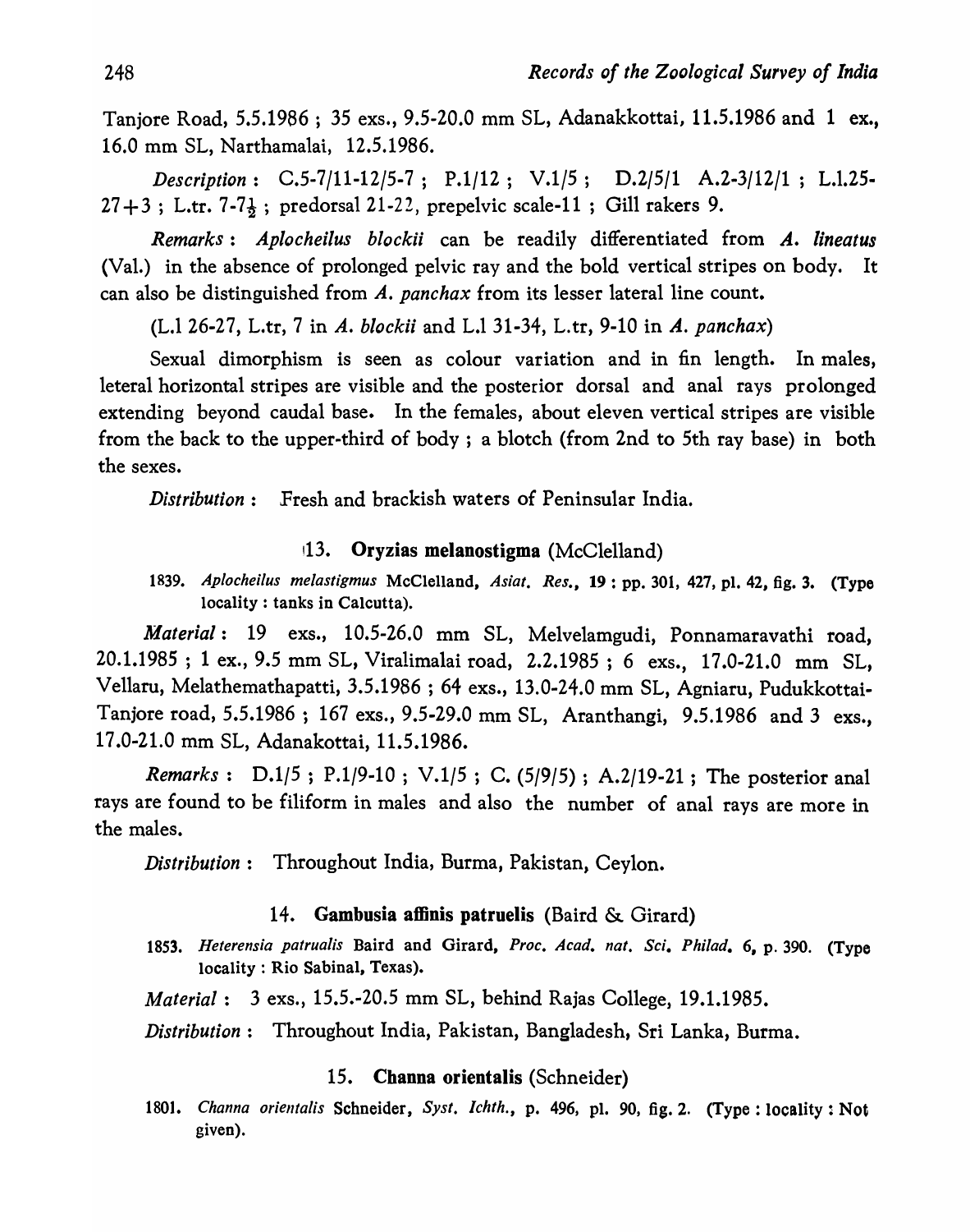Tanjore Road, 5.5.1986 ; 35 exs., 9.5-20.0 mm SL, Adanakkottai, 11.5.1986 and 1 ex., 16.0 mm SL, Narthamalai, 12.5.1986.

*Description* : C.5-7/11-12/5-7 ; P.1/12 ; V.1/5 ; D.2/5/1 A.2-3/12/1 ; L.1.25-27+3 ; L.tr. 7-7½ ; predorsal 21-22, prepelvic scale-11 ; Gill rakers 9.

*Remarks* : *Aplocheilus blockii* can be readily differentiated from *A. lineatus* (Val.) in the absence of prolonged pelvic ray and the bold vertical stripes on body. It can also be distinguished from *A. panchax* from its lesser lateral line count.

(L.l 26-27, L.tr, 7 in *A. blockii* and L.l 31-34, L.tr, 9-10 in *A. panchax*)

Sexual dimorphism is seen as colour variation and in fin length. In males, leteral horizontal stripes are visible and the posterior dorsal and anal rays prolonged extending beyond caudal base. In the females, about eleven vertical stripes are visible from the back to the upper-third of body ; a blotch (from 2nd to 5th ray base) in both the sexes.

*Distribution* : Fresh and brackish waters of Peninsular India.

### 13. Oryzias melanostigma (McClelland)

1839. *Aplocheilus melastigmus* McClelland, *Asiat. Res.*, 19 : pp. 301, 427, pl. 42, fig. 3. (Type locality : tanks in Calcutta).

*Material* : 19 exs., 10.5-26.0 mm SL, Melvelamgudi, Ponnamaravathi road, 20.1.1985 ; 1 ex., 9.5 mm SL, Viralimalai road, 2.2.1985 ; 6 exs., 17.0-21.0 mm SL, Vellaru, Melathemathapatti, 3.5.1986 ; 64 exs., 13.0-24.0 mm SL, Agniaru, Pudukkottai-Tanjore road, 5.5.1986 ; 167 exs., 9.5-29.0 mm SL, Aranthangi, 9.5.1986 and 3 exs., 17.0-21.0 mm SL, Adanakottai, 11.5.1986.

*Remarks* : D.1/5 ; P.1/9-10 ; V.1/5 ; C. (5/9/5) ; A.2/19-21 ; The posterior anal rays are found to be filiform in males and also the number of anal rays are more in the males.

*Distribution* : Throughout India, Burma, Pakistan, Ceylon.

### 14. Gambusia affinis patruelis (Baird & Girard)

1853. *Heterensia patrualis* Baird and Girard, *Proc. Acad. nat. Sci. Philad.* 6, p. 390. (Type locality : Rio Sabinal, Texas).

*Material* : 3 exs., 15.5.-20.5 mm SL, behind Rajas College, 19.1.1985.

*Distribution* : Throughout India, Pakistan, Bangladesh, Sri Lanka, Burma.

### 15. Channa orientalis (Schneider)

1801. *Channa orientalis* Schneider, *Syst. Ichth.*, p. 496, pl. 90, fig. 2. (Type : locality : Not given).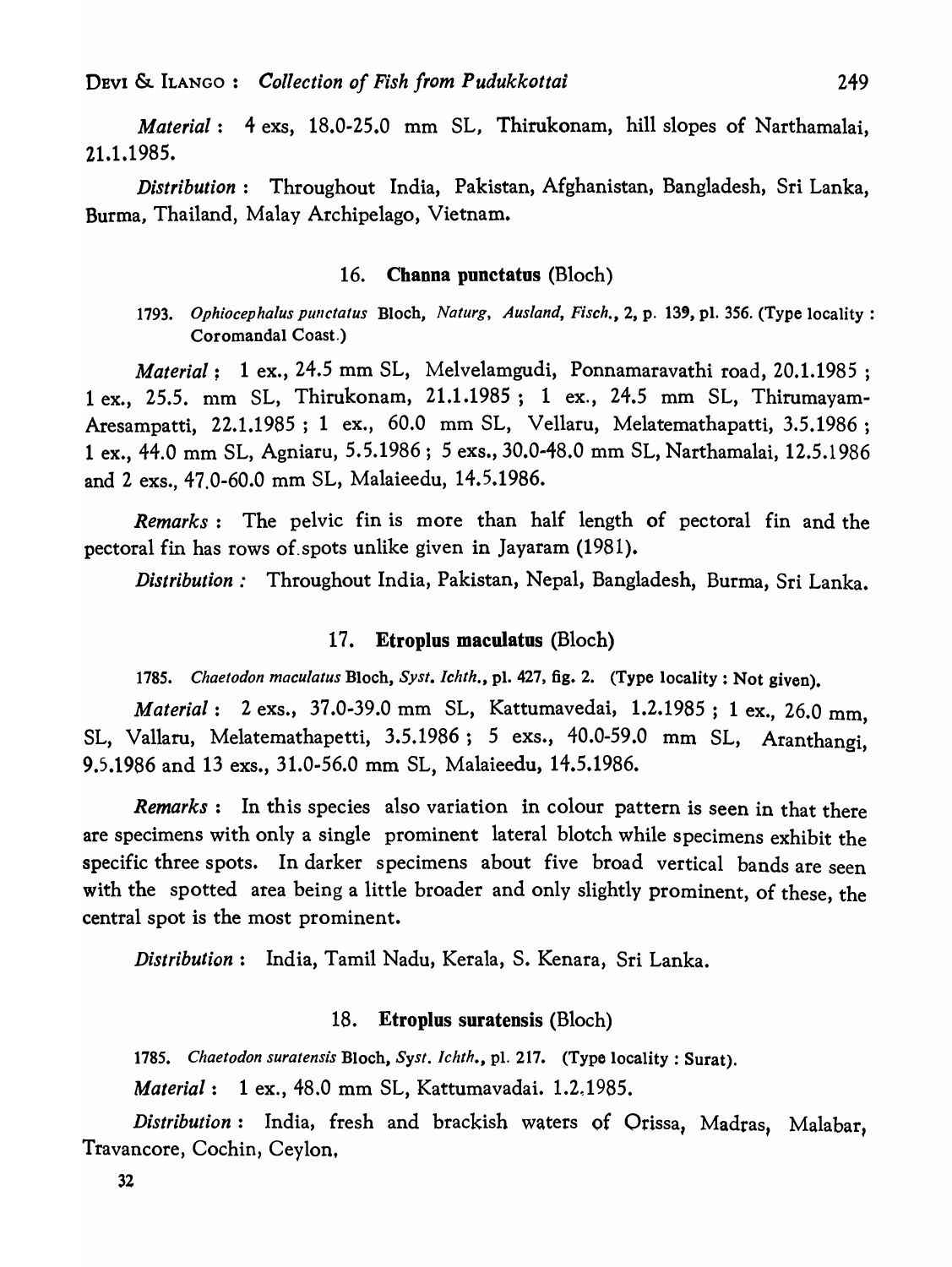*Material* : 4 exs, 18.0-25.0 mm SL, Thirukonam, hill slopes of Narthamalai, 21.1.1985.

*Distribution* : Throughout India, Pakistan, Afghanistan, Bangladesh, Sri Lanka, Burma, Thailand, Malay Archipelago, Vietnam.

### 16. **Channa punctatus** (Bloch)

1793. *Ophiocephalus punctatus* Bloch, *Naturg, Ausland, Fisch.*, 2, p. 139, pl. 356. (Type locality : Coromandal Coast.)

*Material* : 1 ex., 24.5 mm SL, Melvelamgudi, Ponnamaravathi road, 20.1.1985 ; 1 ex., 25.5. mm SL, Thirukonam, 21.1.1985 ; 1 ex., 24.5 mm SL, Thirumayam-Aresampatti, 22.1.1985 ; 1 ex., 60.0 mm SL, Vellaru, Melatemathapatti, 3.5.1986 ; 1 ex., 44.0 mm SL, Agniaru, 5.5.1986 ; 5 exs., 30.0-48.0 mm SL, Narthamalai, 12.5.1986 and 2 exs., 47.0-60.0 mm SL, Malaieedu, 14.5.1986.

*Remarks* : The pelvic fin is more than half length of pectoral fin and the pectoral fin has rows of spots unlike given in Jayaram (1981).

*Distribution* : Throughout India, Pakistan, Nepal, Bangladesh, Burma, Sri Lanka.

### 17. **Etroplus maculatus** (Bloch)

1785. *Chaetodon maculatus* Bloch, *Syst. Ichth.*, pl. 427, fig. 2. (Type locality : Not given).

*Material* : 2 exs., 37.0-39.0 mm SL, Kattumavedai, 1.2.1985 ; 1 ex., 26.0 mm, SL, Vallaru, Melatemathapetti, 3.5.1986 ; 5 exs., 40.0-59.0 mm SL, Aranthangi, 9.5.1986 and 13 exs., 31.0-56.0 mm SL, Malaieedu, 14.5.1986.

*Remarks* : In this species also variation in colour pattern is seen in that there are specimens with only a single prominent lateral blotch while specimens exhibit the specific three spots. In darker specimens about five broad vertical bands are seen with the spotted area being a little broader and only slightly prominent, of these, the central spot is the most prominent.

*Distribution* : India, Tamil Nadu, Kerala, S. Kenara, Sri Lanka.

### 18. **Etroplus suratensis** (Bloch)

1785. *Chaetodon suratensis* Bloch, *Syst. Ichth.*, pl. 217. (Type locality : Surat).

*Material* : 1 ex., 48.0 mm SL, Kattumavadai. 1.2.1985.

*Distribution* : India, fresh and brackish waters of Orissa, Madras, Malabar, Travancore, Cochin, Ceylon.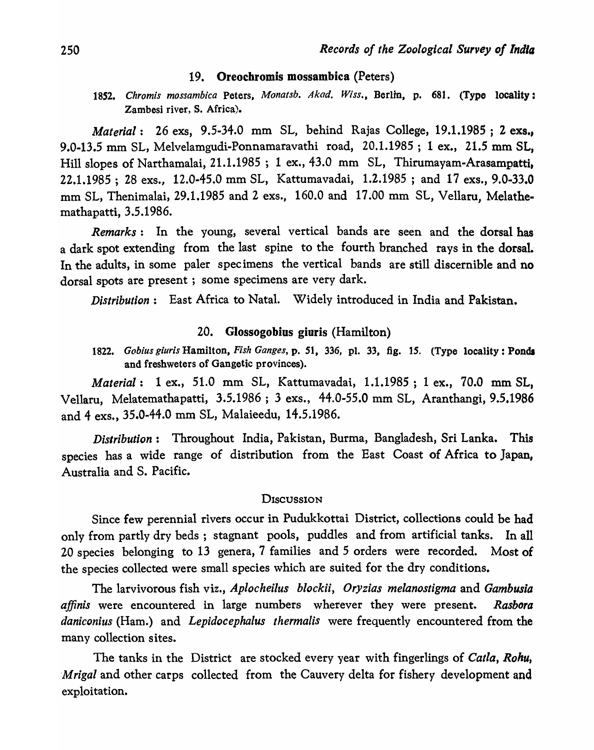### 19. **Oreochromis mossambica** (Peters)

1852. *Chromis mossambica* Peters, *Monatsb. Akad. Wiss.*, Berlin, p. 681. (Type locality: Zambesi river, S. Africa).

*Material*: 26 exs, 9.5-34.0 mm SL, behind Rajas College, 19.1.1985 ; 2 exs., 9.0-13.5 mm SL, Melvelamgudi-Ponnamaravathi road, 20.1.1985 ; 1 ex., 21.5 mm SL, Hill slopes of Narthamalai, 21.1.1985 ; 1 ex., 43.0 mm SL, Thirumayam-Arasampatti, 22.1.1985 ; 28 exs., 12.0-45.0 mm SL, Kattumavadai, 1.2.1985 ; and 17 exs., 9.0-33.0 mm SL, Thenimalai, 29.1.1985 and 2 exs., 160.0 and 17.00 mm SL, Vellaru, Melathemathapatti, 3.5.1986.

*Remarks*: In the young, several vertical bands are seen and the dorsal has a dark spot extending from the last spine to the fourth branched rays in the dorsal. In the adults, in some paler specimens the vertical bands are still discernible and no dorsal spots are present ; some specimens are very dark.

*Distribution*: East Africa to Natal. Widely introduced in India and Pakistan.

### 20. **Glossogobius giuris** (Hamilton)

1822. *Gobius giuris* Hamilton, *Fish Ganges*, p. 51, 336, pl. 33, fig. 15. (Type locality: Ponds and freshweters of Gangetic provinces).

*Material*: 1 ex., 51.0 mm SL, Kattumavadai, 1.1.1985 ; 1 ex., 70.0 mm SL, Vellaru, Melatemathapatti, 3.5.1986 ; 3 exs., 44.0-55.0 mm SL, Aranthangi, 9.5.1986 and 4 exs., 35.0-44.0 mm SL, Malaieedu, 14.5.1986.

*Distribution*: Throughout India, Pakistan, Burma, Bangladesh, Sri Lanka. This species has a wide range of distribution from the East Coast of Africa to Japan, Australia and S. Pacific.

## Discussion

Since few perennial rivers occur in Pudukkottai District, collections could be had only from partly dry beds ; stagnant pools, puddles and from artificial tanks. In all 20 species belonging to 13 genera, 7 families and 5 orders were recorded. Most of the species collected were small species which are suited for the dry conditions.

The larvivorous fish viz., *Aplocheilus blockii*, *Oryzias melanostigma* and *Gambusia affinis* were encountered in large numbers wherever they were present. *Rasbora daniconius* (Ham.) and *Lepidocephalus thermalis* were frequently encountered from the many collection sites.

The tanks in the District are stocked every year with fingerlings of *Catla*, *Rohu*, *Mrigal* and other carps collected from the Cauvery delta for fishery development and exploitation.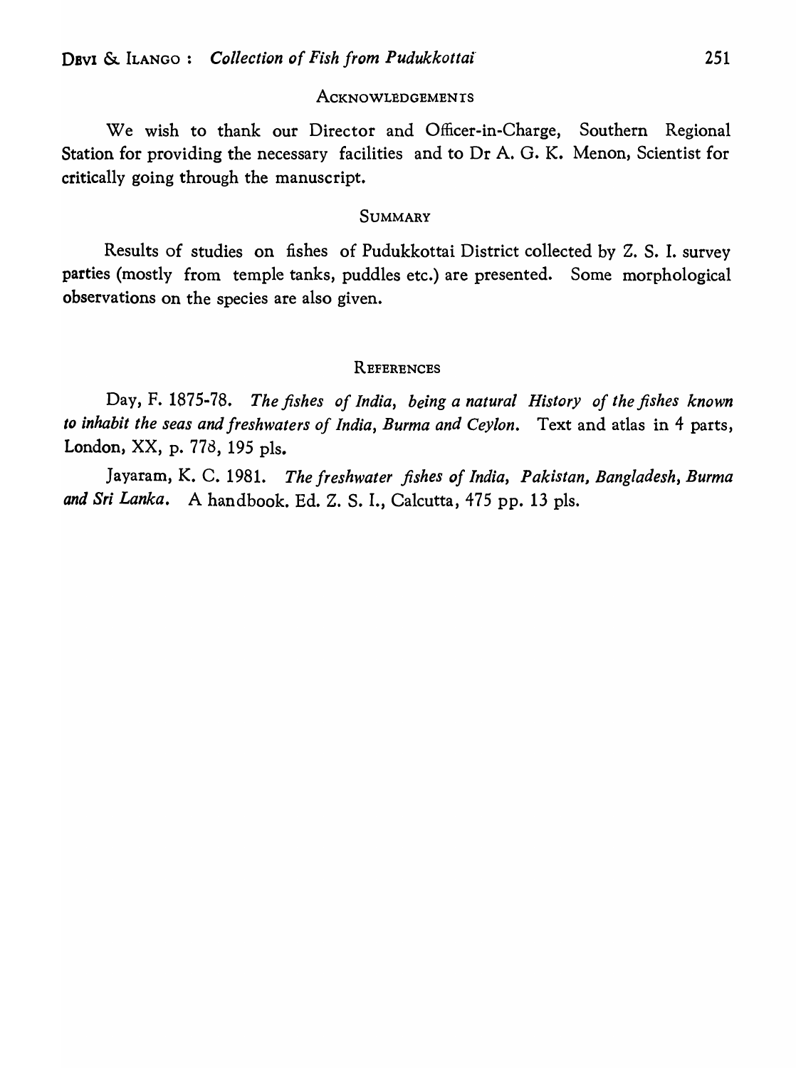## ACKNOWLEDGEMENTS

We wish to thank our Director and Officer-in-Charge, Southern Regional Station for providing the necessary facilities and to Dr A. G. K. Menon, Scientist for critically going through the manuscript.

## SUMMARY

Results of studies on fishes of Pudukkottai District collected by Z. S. I. survey parties (mostly from temple tanks, puddles etc.) are presented. Some morphological observations on the species are also given.

## REFERENCES

Day, F. 1875-78. *The fishes of India, being a natural History of the fishes known to inhabit the seas and freshwaters of India, Burma and Ceylon*. Text and atlas in 4 parts, London, XX, p. 778, 195 pls.

Jayaram, K. C. 1981. *The freshwater fishes of India, Pakistan, Bangladesh, Burma and Sri Lanka*. A handbook. Ed. Z. S. I., Calcutta, 475 pp. 13 pls.